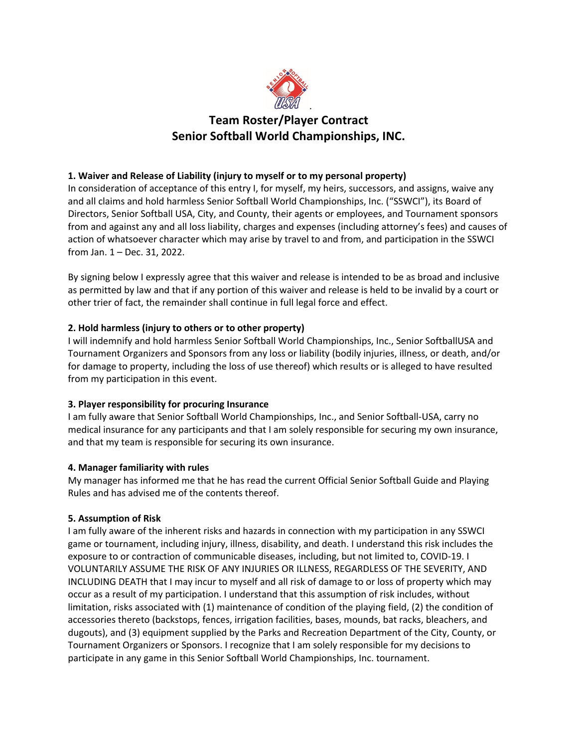# Team Roster/Player Contract
# Senior Softball World Championships, INC.

**1. Waiver and Release of Liability (injury to myself or to my personal property)**
In consideration of acceptance of this entry I, for myself, my heirs, successors, and assigns, waive any and all claims and hold harmless Senior Softball World Championships, Inc. ("SSWCI"), its Board of Directors, Senior Softball USA, City, and County, their agents or employees, and Tournament sponsors from and against any and all loss liability, charges and expenses (including attorney's fees) and causes of action of whatsoever character which may arise by travel to and from, and participation in the SSWCI from Jan. 1 – Dec. 31, 2022.

By signing below I expressly agree that this waiver and release is intended to be as broad and inclusive as permitted by law and that if any portion of this waiver and release is held to be invalid by a court or other trier of fact, the remainder shall continue in full legal force and effect.

**2. Hold harmless (injury to others or to other property)**
I will indemnify and hold harmless Senior Softball World Championships, Inc., Senior SoftballUSA and Tournament Organizers and Sponsors from any loss or liability (bodily injuries, illness, or death, and/or for damage to property, including the loss of use thereof) which results or is alleged to have resulted from my participation in this event.

**3. Player responsibility for procuring Insurance**
I am fully aware that Senior Softball World Championships, Inc., and Senior Softball-USA, carry no medical insurance for any participants and that I am solely responsible for securing my own insurance, and that my team is responsible for securing its own insurance.

**4. Manager familiarity with rules**
My manager has informed me that he has read the current Official Senior Softball Guide and Playing Rules and has advised me of the contents thereof.

**5. Assumption of Risk**
I am fully aware of the inherent risks and hazards in connection with my participation in any SSWCI game or tournament, including injury, illness, disability, and death. I understand this risk includes the exposure to or contraction of communicable diseases, including, but not limited to, COVID-19. I VOLUNTARILY ASSUME THE RISK OF ANY INJURIES OR ILLNESS, REGARDLESS OF THE SEVERITY, AND INCLUDING DEATH that I may incur to myself and all risk of damage to or loss of property which may occur as a result of my participation. I understand that this assumption of risk includes, without limitation, risks associated with (1) maintenance of condition of the playing field, (2) the condition of accessories thereto (backstops, fences, irrigation facilities, bases, mounds, bat racks, bleachers, and dugouts), and (3) equipment supplied by the Parks and Recreation Department of the City, County, or Tournament Organizers or Sponsors. I recognize that I am solely responsible for my decisions to participate in any game in this Senior Softball World Championships, Inc. tournament.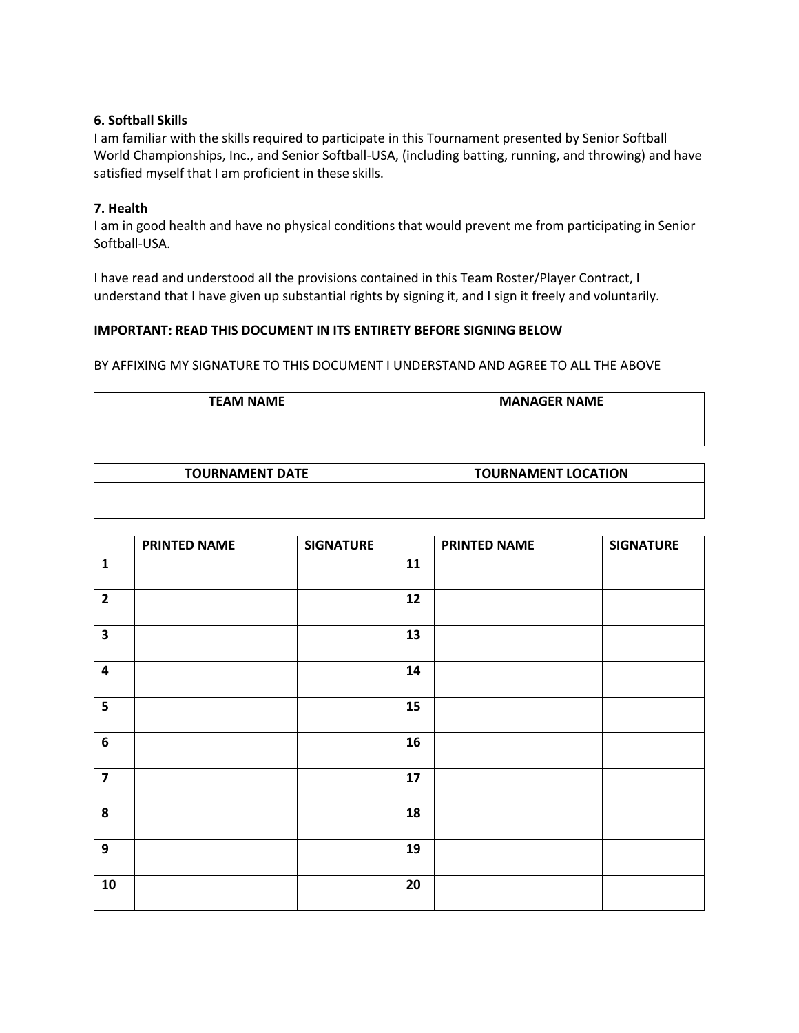**6. Softball Skills**

I am familiar with the skills required to participate in this Tournament presented by Senior Softball World Championships, Inc., and Senior Softball-USA, (including batting, running, and throwing) and have satisfied myself that I am proficient in these skills.

**7. Health**

I am in good health and have no physical conditions that would prevent me from participating in Senior Softball-USA.

I have read and understood all the provisions contained in this Team Roster/Player Contract, I understand that I have given up substantial rights by signing it, and I sign it freely and voluntarily.

**IMPORTANT: READ THIS DOCUMENT IN ITS ENTIRETY BEFORE SIGNING BELOW**

BY AFFIXING MY SIGNATURE TO THIS DOCUMENT I UNDERSTAND AND AGREE TO ALL THE ABOVE

| TEAM NAME | MANAGER NAME |
|---|---|
| | |

| TOURNAMENT DATE | TOURNAMENT LOCATION |
|---|---|
| | |

| | PRINTED NAME | SIGNATURE | | PRINTED NAME | SIGNATURE |
|---|---|---|---|---|---|
| **1** | | | **11** | | |
| **2** | | | **12** | | |
| **3** | | | **13** | | |
| **4** | | | **14** | | |
| **5** | | | **15** | | |
| **6** | | | **16** | | |
| **7** | | | **17** | | |
| **8** | | | **18** | | |
| **9** | | | **19** | | |
| **10** | | | **20** | | |